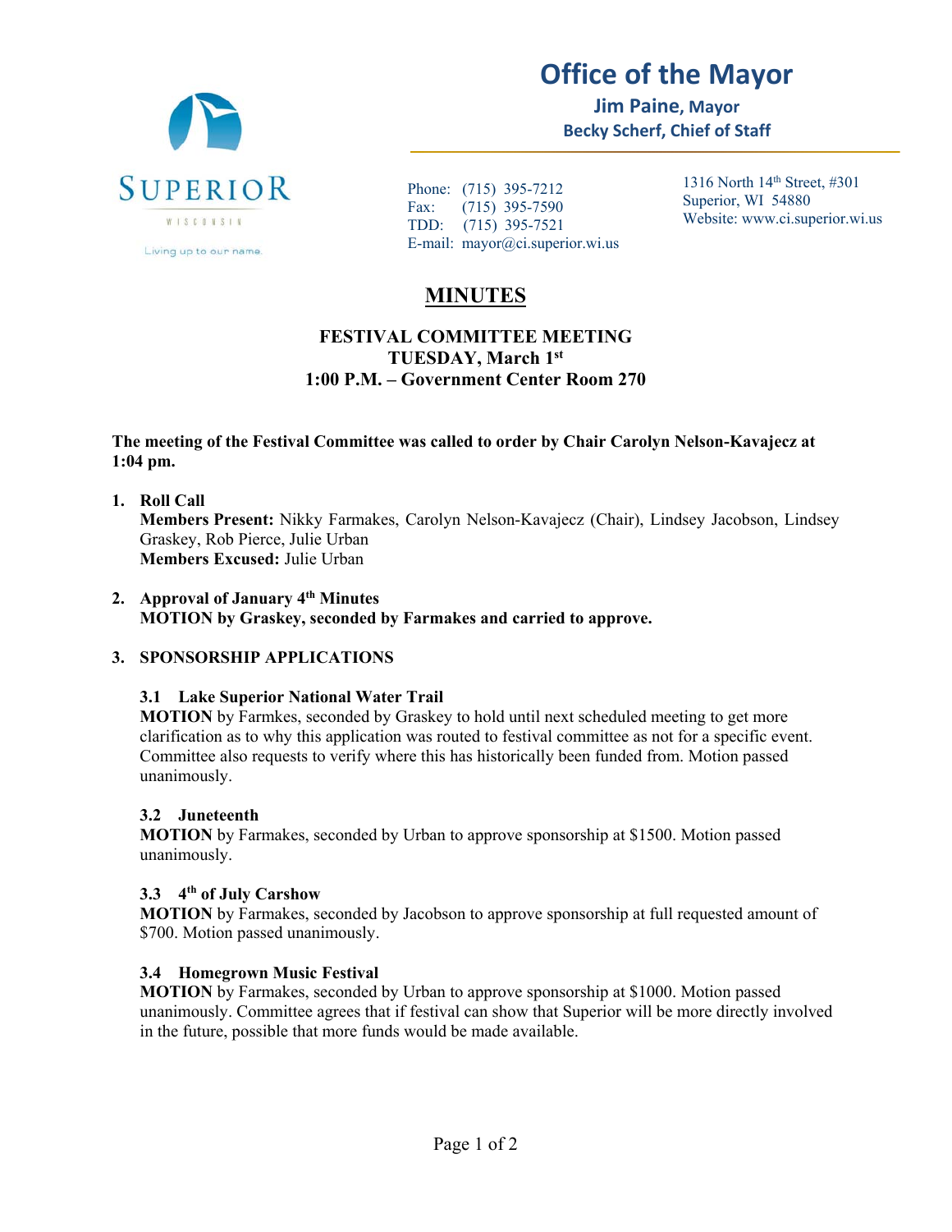# Office of the Mayor

**Jim Paine, Mayor**
**Becky Scherf, Chief of Staff**

SUPERIOR
WISCONSIN
Living up to our name.

Phone: (715) 395-7212
Fax: (715) 395-7590
TDD: (715) 395-7521
E-mail: mayor@ci.superior.wi.us

1316 North 14th Street, #301
Superior, WI 54880
Website: www.ci.superior.wi.us

## MINUTES

### FESTIVAL COMMITTEE MEETING
### TUESDAY, March 1st
### 1:00 P.M. – Government Center Room 270

**The meeting of the Festival Committee was called to order by Chair Carolyn Nelson-Kavajecz at 1:04 pm.**

1. **Roll Call**
   **Members Present:** Nikky Farmakes, Carolyn Nelson-Kavajecz (Chair), Lindsey Jacobson, Lindsey Graskey, Rob Pierce, Julie Urban
   **Members Excused:** Julie Urban

2. **Approval of January 4th Minutes**
   **MOTION by Graskey, seconded by Farmakes and carried to approve.**

3. **SPONSORSHIP APPLICATIONS**

   **3.1 Lake Superior National Water Trail**
   **MOTION** by Farmkes, seconded by Graskey to hold until next scheduled meeting to get more clarification as to why this application was routed to festival committee as not for a specific event. Committee also requests to verify where this has historically been funded from. Motion passed unanimously.

   **3.2 Juneteenth**
   **MOTION** by Farmakes, seconded by Urban to approve sponsorship at $1500. Motion passed unanimously.

   **3.3 4th of July Carshow**
   **MOTION** by Farmakes, seconded by Jacobson to approve sponsorship at full requested amount of $700. Motion passed unanimously.

   **3.4 Homegrown Music Festival**
   **MOTION** by Farmakes, seconded by Urban to approve sponsorship at $1000. Motion passed unanimously. Committee agrees that if festival can show that Superior will be more directly involved in the future, possible that more funds would be made available.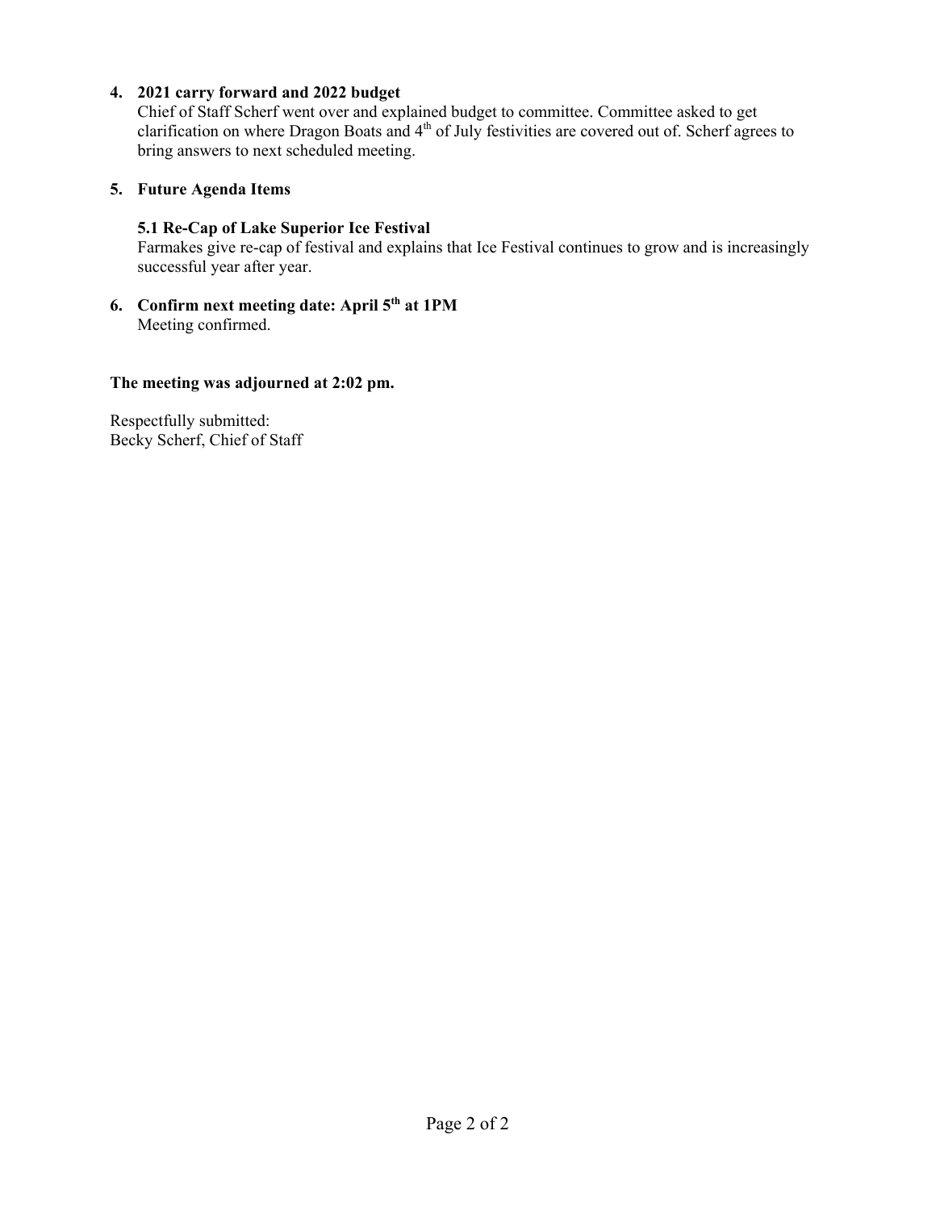**4. 2021 carry forward and 2022 budget**

Chief of Staff Scherf went over and explained budget to committee. Committee asked to get clarification on where Dragon Boats and 4th of July festivities are covered out of. Scherf agrees to bring answers to next scheduled meeting.

**5. Future Agenda Items**

**5.1 Re-Cap of Lake Superior Ice Festival**

Farmakes give re-cap of festival and explains that Ice Festival continues to grow and is increasingly successful year after year.

**6. Confirm next meeting date: April 5th at 1PM**

Meeting confirmed.

**The meeting was adjourned at 2:02 pm.**

Respectfully submitted:
Becky Scherf, Chief of Staff